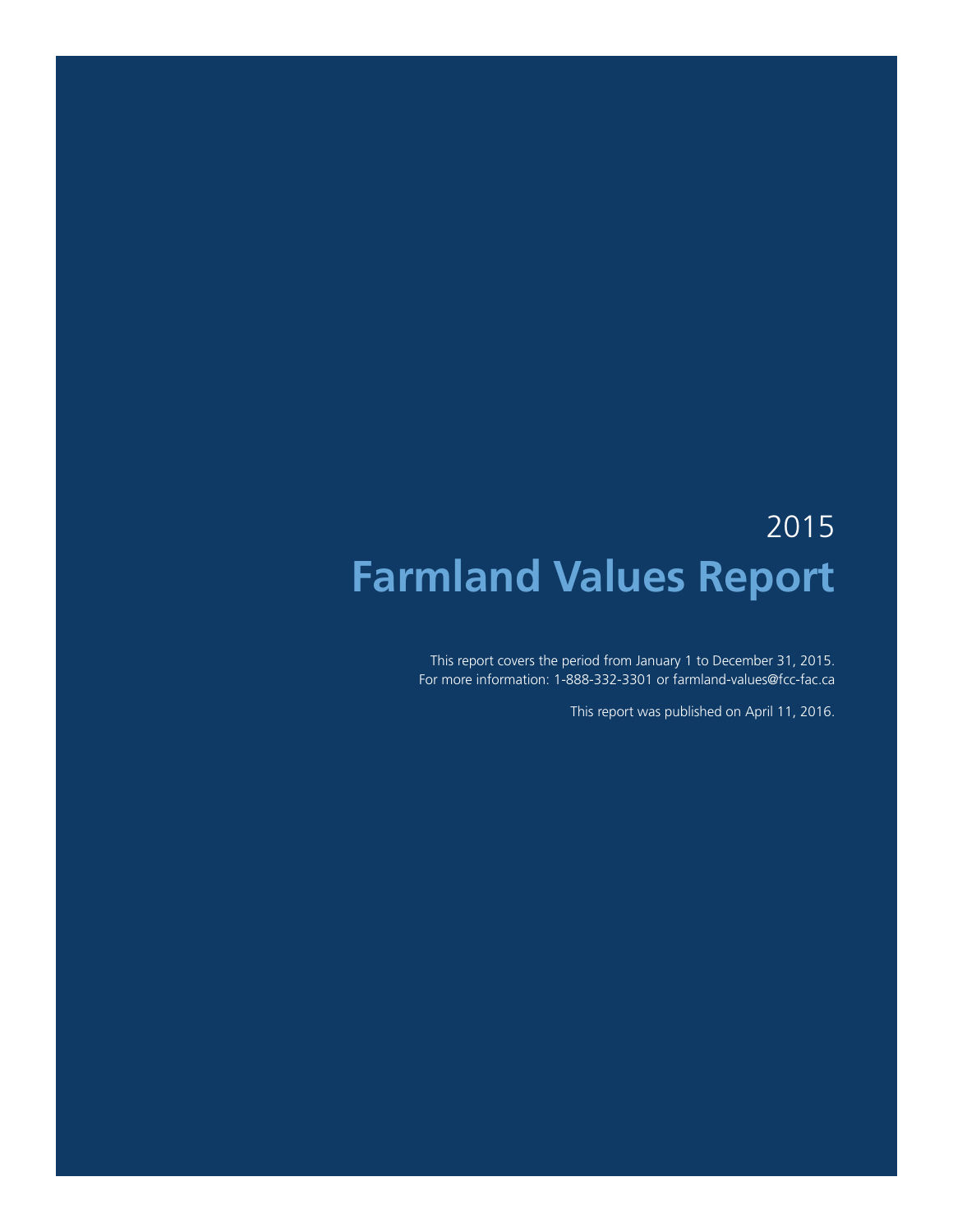2015

# Farmland Values Report

This report covers the period from January 1 to December 31, 2015.
For more information: 1-888-332-3301 or farmland-values@fcc-fac.ca

This report was published on April 11, 2016.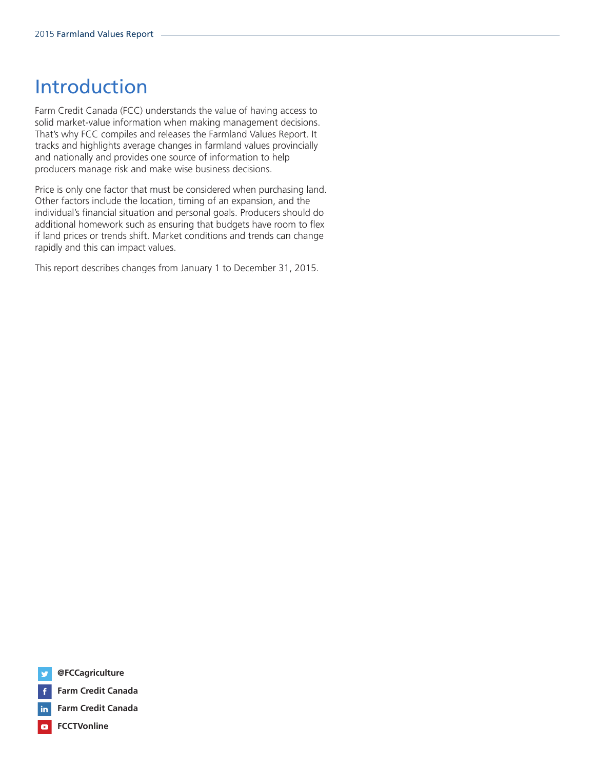# Introduction

Farm Credit Canada (FCC) understands the value of having access to solid market-value information when making management decisions. That's why FCC compiles and releases the Farmland Values Report. It tracks and highlights average changes in farmland values provincially and nationally and provides one source of information to help producers manage risk and make wise business decisions.

Price is only one factor that must be considered when purchasing land. Other factors include the location, timing of an expansion, and the individual's financial situation and personal goals. Producers should do additional homework such as ensuring that budgets have room to flex if land prices or trends shift. Market conditions and trends can change rapidly and this can impact values.

This report describes changes from January 1 to December 31, 2015.

**@FCCagriculture**

**Farm Credit Canada**

**Farm Credit Canada**

**FCCTVonline**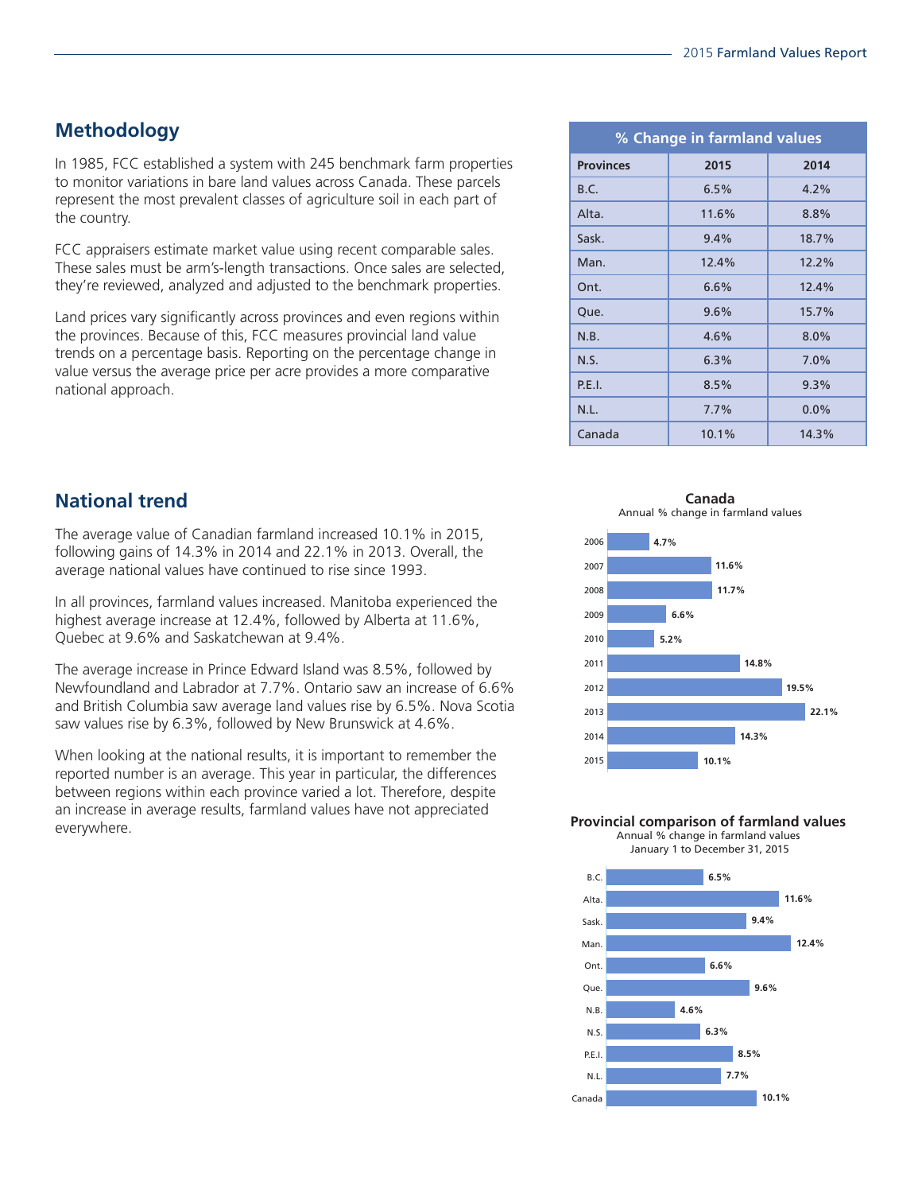## Methodology

In 1985, FCC established a system with 245 benchmark farm properties to monitor variations in bare land values across Canada. These parcels represent the most prevalent classes of agriculture soil in each part of the country.

FCC appraisers estimate market value using recent comparable sales. These sales must be arm's-length transactions. Once sales are selected, they're reviewed, analyzed and adjusted to the benchmark properties.

Land prices vary significantly across provinces and even regions within the provinces. Because of this, FCC measures provincial land value trends on a percentage basis. Reporting on the percentage change in value versus the average price per acre provides a more comparative national approach.

| % Change in farmland values | | |
|---|---|---|
| **Provinces** | **2015** | **2014** |
| B.C. | 6.5% | 4.2% |
| Alta. | 11.6% | 8.8% |
| Sask. | 9.4% | 18.7% |
| Man. | 12.4% | 12.2% |
| Ont. | 6.6% | 12.4% |
| Que. | 9.6% | 15.7% |
| N.B. | 4.6% | 8.0% |
| N.S. | 6.3% | 7.0% |
| P.E.I. | 8.5% | 9.3% |
| N.L. | 7.7% | 0.0% |
| Canada | 10.1% | 14.3% |

## National trend

The average value of Canadian farmland increased 10.1% in 2015, following gains of 14.3% in 2014 and 22.1% in 2013. Overall, the average national values have continued to rise since 1993.

In all provinces, farmland values increased. Manitoba experienced the highest average increase at 12.4%, followed by Alberta at 11.6%, Quebec at 9.6% and Saskatchewan at 9.4%.

The average increase in Prince Edward Island was 8.5%, followed by Newfoundland and Labrador at 7.7%. Ontario saw an increase of 6.6% and British Columbia saw average land values rise by 6.5%. Nova Scotia saw values rise by 6.3%, followed by New Brunswick at 4.6%.

When looking at the national results, it is important to remember the reported number is an average. This year in particular, the differences between regions within each province varied a lot. Therefore, despite an increase in average results, farmland values have not appreciated everywhere.

**Canada**
Annual % change in farmland values

| Year | % change |
|---|---|
| 2006 | 4.7% |
| 2007 | 11.6% |
| 2008 | 11.7% |
| 2009 | 6.6% |
| 2010 | 5.2% |
| 2011 | 14.8% |
| 2012 | 19.5% |
| 2013 | 22.1% |
| 2014 | 14.3% |
| 2015 | 10.1% |

**Provincial comparison of farmland values**
Annual % change in farmland values
January 1 to December 31, 2015

| Province | % change |
|---|---|
| B.C. | 6.5% |
| Alta. | 11.6% |
| Sask. | 9.4% |
| Man. | 12.4% |
| Ont. | 6.6% |
| Que. | 9.6% |
| N.B. | 4.6% |
| N.S. | 6.3% |
| P.E.I. | 8.5% |
| N.L. | 7.7% |
| Canada | 10.1% |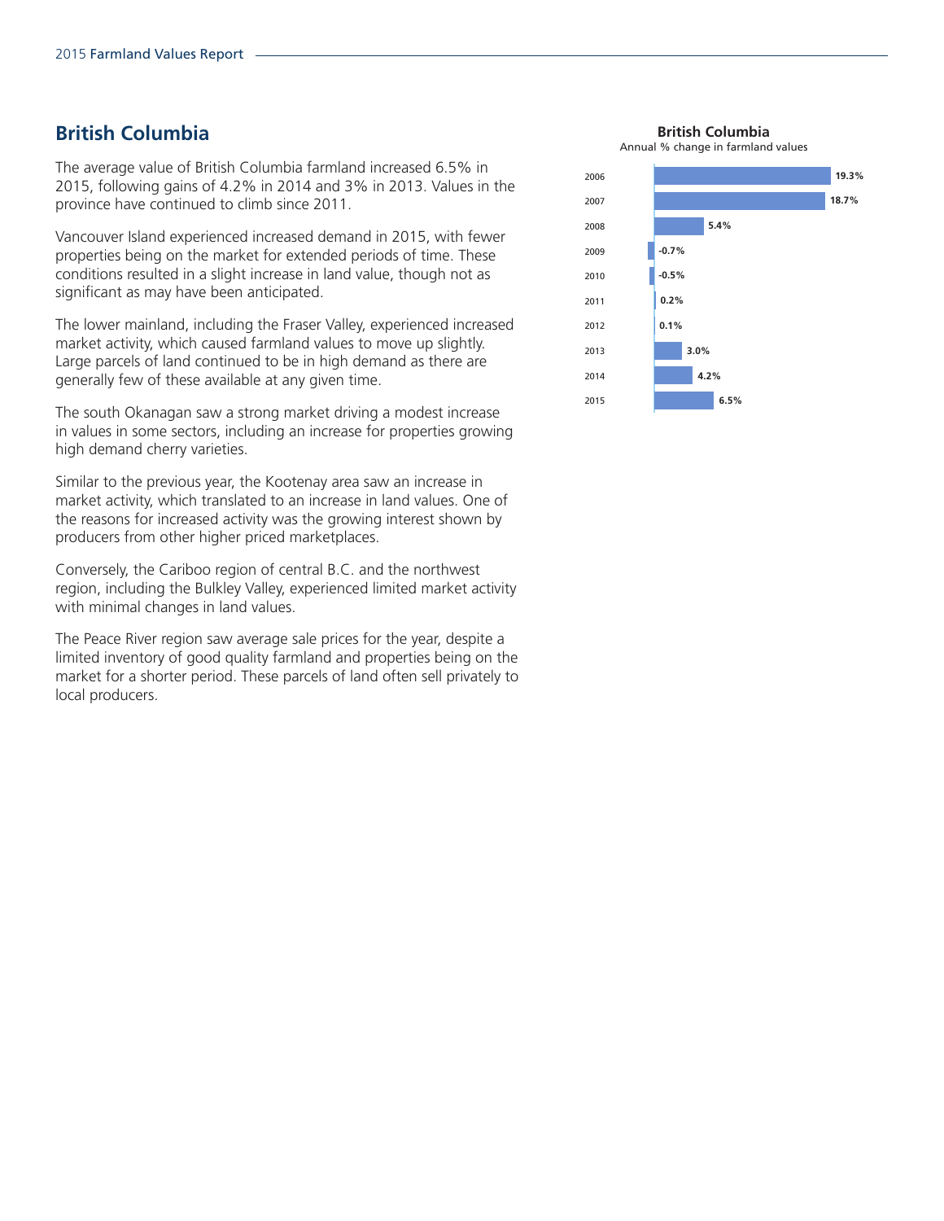## British Columbia

The average value of British Columbia farmland increased 6.5% in 2015, following gains of 4.2% in 2014 and 3% in 2013. Values in the province have continued to climb since 2011.

Vancouver Island experienced increased demand in 2015, with fewer properties being on the market for extended periods of time. These conditions resulted in a slight increase in land value, though not as significant as may have been anticipated.

The lower mainland, including the Fraser Valley, experienced increased market activity, which caused farmland values to move up slightly. Large parcels of land continued to be in high demand as there are generally few of these available at any given time.

The south Okanagan saw a strong market driving a modest increase in values in some sectors, including an increase for properties growing high demand cherry varieties.

Similar to the previous year, the Kootenay area saw an increase in market activity, which translated to an increase in land values. One of the reasons for increased activity was the growing interest shown by producers from other higher priced marketplaces.

Conversely, the Cariboo region of central B.C. and the northwest region, including the Bulkley Valley, experienced limited market activity with minimal changes in land values.

The Peace River region saw average sale prices for the year, despite a limited inventory of good quality farmland and properties being on the market for a shorter period. These parcels of land often sell privately to local producers.

**British Columbia**
Annual % change in farmland values

| Year | % change |
|---|---|
| 2006 | 19.3% |
| 2007 | 18.7% |
| 2008 | 5.4% |
| 2009 | -0.7% |
| 2010 | -0.5% |
| 2011 | 0.2% |
| 2012 | 0.1% |
| 2013 | 3.0% |
| 2014 | 4.2% |
| 2015 | 6.5% |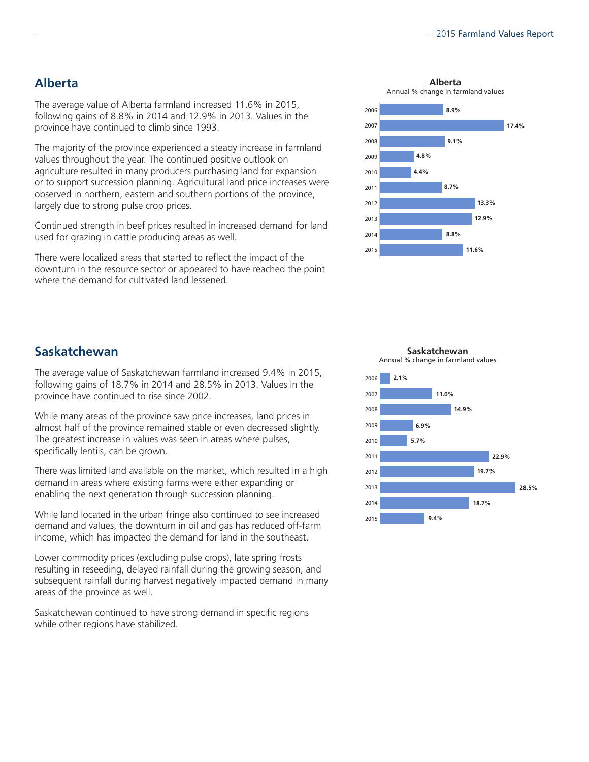## Alberta

The average value of Alberta farmland increased 11.6% in 2015, following gains of 8.8% in 2014 and 12.9% in 2013. Values in the province have continued to climb since 1993.

The majority of the province experienced a steady increase in farmland values throughout the year. The continued positive outlook on agriculture resulted in many producers purchasing land for expansion or to support succession planning. Agricultural land price increases were observed in northern, eastern and southern portions of the province, largely due to strong pulse crop prices.

Continued strength in beef prices resulted in increased demand for land used for grazing in cattle producing areas as well.

There were localized areas that started to reflect the impact of the downturn in the resource sector or appeared to have reached the point where the demand for cultivated land lessened.

**Alberta**
Annual % change in farmland values

| Year | % change |
|---|---|
| 2006 | 8.9% |
| 2007 | 17.4% |
| 2008 | 9.1% |
| 2009 | 4.8% |
| 2010 | 4.4% |
| 2011 | 8.7% |
| 2012 | 13.3% |
| 2013 | 12.9% |
| 2014 | 8.8% |
| 2015 | 11.6% |

## Saskatchewan

The average value of Saskatchewan farmland increased 9.4% in 2015, following gains of 18.7% in 2014 and 28.5% in 2013. Values in the province have continued to rise since 2002.

While many areas of the province saw price increases, land prices in almost half of the province remained stable or even decreased slightly. The greatest increase in values was seen in areas where pulses, specifically lentils, can be grown.

There was limited land available on the market, which resulted in a high demand in areas where existing farms were either expanding or enabling the next generation through succession planning.

While land located in the urban fringe also continued to see increased demand and values, the downturn in oil and gas has reduced off-farm income, which has impacted the demand for land in the southeast.

Lower commodity prices (excluding pulse crops), late spring frosts resulting in reseeding, delayed rainfall during the growing season, and subsequent rainfall during harvest negatively impacted demand in many areas of the province as well.

Saskatchewan continued to have strong demand in specific regions while other regions have stabilized.

**Saskatchewan**
Annual % change in farmland values

| Year | % change |
|---|---|
| 2006 | 2.1% |
| 2007 | 11.0% |
| 2008 | 14.9% |
| 2009 | 6.9% |
| 2010 | 5.7% |
| 2011 | 22.9% |
| 2012 | 19.7% |
| 2013 | 28.5% |
| 2014 | 18.7% |
| 2015 | 9.4% |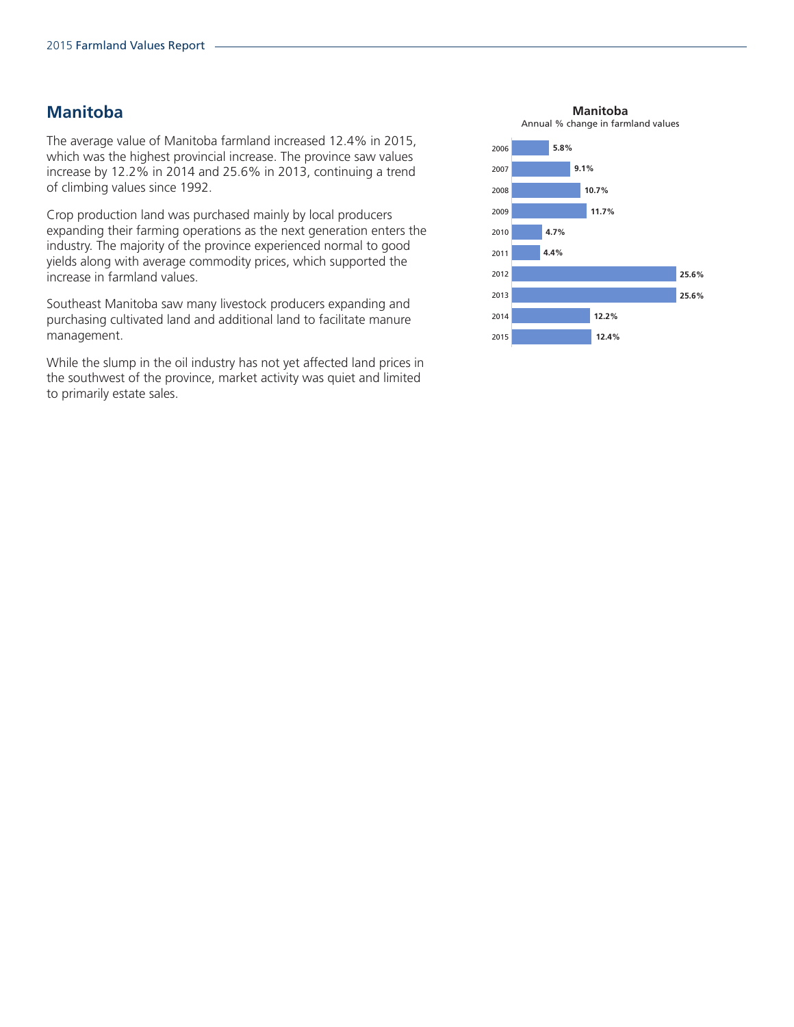## Manitoba

The average value of Manitoba farmland increased 12.4% in 2015, which was the highest provincial increase. The province saw values increase by 12.2% in 2014 and 25.6% in 2013, continuing a trend of climbing values since 1992.

Crop production land was purchased mainly by local producers expanding their farming operations as the next generation enters the industry. The majority of the province experienced normal to good yields along with average commodity prices, which supported the increase in farmland values.

Southeast Manitoba saw many livestock producers expanding and purchasing cultivated land and additional land to facilitate manure management.

While the slump in the oil industry has not yet affected land prices in the southwest of the province, market activity was quiet and limited to primarily estate sales.

**Manitoba**
Annual % change in farmland values

| Year | % change |
| --- | --- |
| 2006 | 5.8% |
| 2007 | 9.1% |
| 2008 | 10.7% |
| 2009 | 11.7% |
| 2010 | 4.7% |
| 2011 | 4.4% |
| 2012 | 25.6% |
| 2013 | 25.6% |
| 2014 | 12.2% |
| 2015 | 12.4% |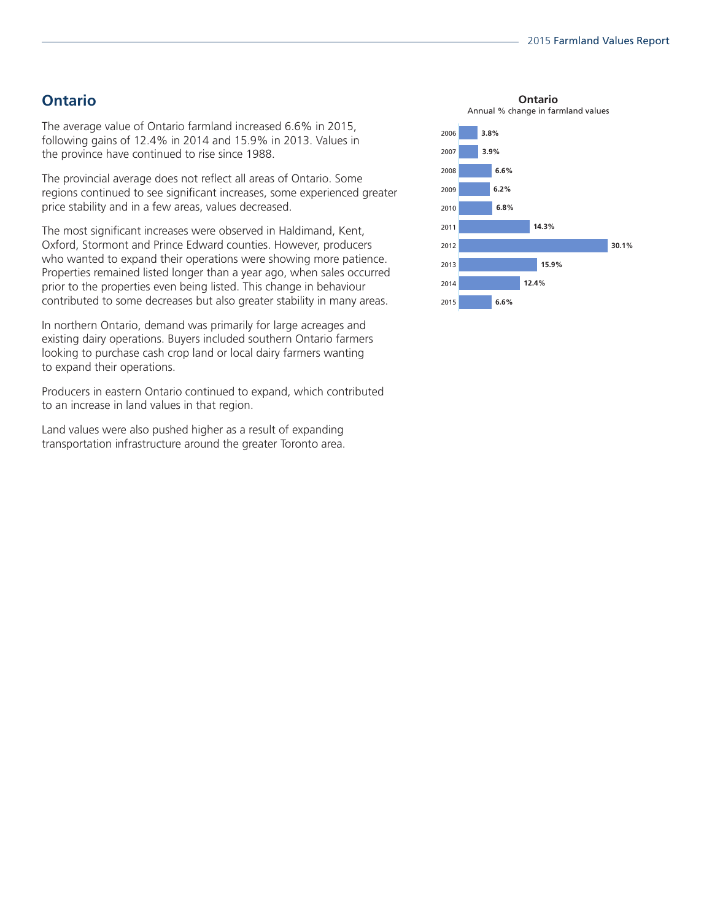## Ontario

The average value of Ontario farmland increased 6.6% in 2015, following gains of 12.4% in 2014 and 15.9% in 2013. Values in the province have continued to rise since 1988.

The provincial average does not reflect all areas of Ontario. Some regions continued to see significant increases, some experienced greater price stability and in a few areas, values decreased.

The most significant increases were observed in Haldimand, Kent, Oxford, Stormont and Prince Edward counties. However, producers who wanted to expand their operations were showing more patience. Properties remained listed longer than a year ago, when sales occurred prior to the properties even being listed. This change in behaviour contributed to some decreases but also greater stability in many areas.

In northern Ontario, demand was primarily for large acreages and existing dairy operations. Buyers included southern Ontario farmers looking to purchase cash crop land or local dairy farmers wanting to expand their operations.

Producers in eastern Ontario continued to expand, which contributed to an increase in land values in that region.

Land values were also pushed higher as a result of expanding transportation infrastructure around the greater Toronto area.

**Ontario**
Annual % change in farmland values

| Year | % change |
| --- | --- |
| 2006 | 3.8% |
| 2007 | 3.9% |
| 2008 | 6.6% |
| 2009 | 6.2% |
| 2010 | 6.8% |
| 2011 | 14.3% |
| 2012 | 30.1% |
| 2013 | 15.9% |
| 2014 | 12.4% |
| 2015 | 6.6% |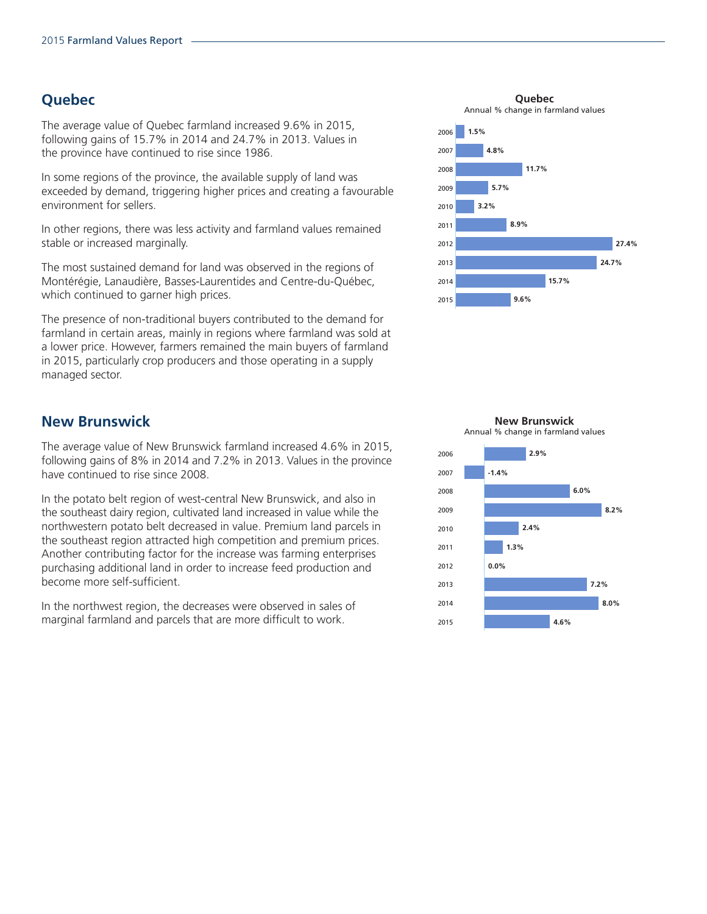## Quebec

The average value of Quebec farmland increased 9.6% in 2015, following gains of 15.7% in 2014 and 24.7% in 2013. Values in the province have continued to rise since 1986.

In some regions of the province, the available supply of land was exceeded by demand, triggering higher prices and creating a favourable environment for sellers.

In other regions, there was less activity and farmland values remained stable or increased marginally.

The most sustained demand for land was observed in the regions of Montérégie, Lanaudière, Basses-Laurentides and Centre-du-Québec, which continued to garner high prices.

The presence of non-traditional buyers contributed to the demand for farmland in certain areas, mainly in regions where farmland was sold at a lower price. However, farmers remained the main buyers of farmland in 2015, particularly crop producers and those operating in a supply managed sector.

**Quebec**
Annual % change in farmland values

| Year | % change |
|---|---|
| 2006 | 1.5% |
| 2007 | 4.8% |
| 2008 | 11.7% |
| 2009 | 5.7% |
| 2010 | 3.2% |
| 2011 | 8.9% |
| 2012 | 27.4% |
| 2013 | 24.7% |
| 2014 | 15.7% |
| 2015 | 9.6% |

## New Brunswick

The average value of New Brunswick farmland increased 4.6% in 2015, following gains of 8% in 2014 and 7.2% in 2013. Values in the province have continued to rise since 2008.

In the potato belt region of west-central New Brunswick, and also in the southeast dairy region, cultivated land increased in value while the northwestern potato belt decreased in value. Premium land parcels in the southeast region attracted high competition and premium prices. Another contributing factor for the increase was farming enterprises purchasing additional land in order to increase feed production and become more self-sufficient.

In the northwest region, the decreases were observed in sales of marginal farmland and parcels that are more difficult to work.

**New Brunswick**
Annual % change in farmland values

| Year | % change |
|---|---|
| 2006 | 2.9% |
| 2007 | -1.4% |
| 2008 | 6.0% |
| 2009 | 8.2% |
| 2010 | 2.4% |
| 2011 | 1.3% |
| 2012 | 0.0% |
| 2013 | 7.2% |
| 2014 | 8.0% |
| 2015 | 4.6% |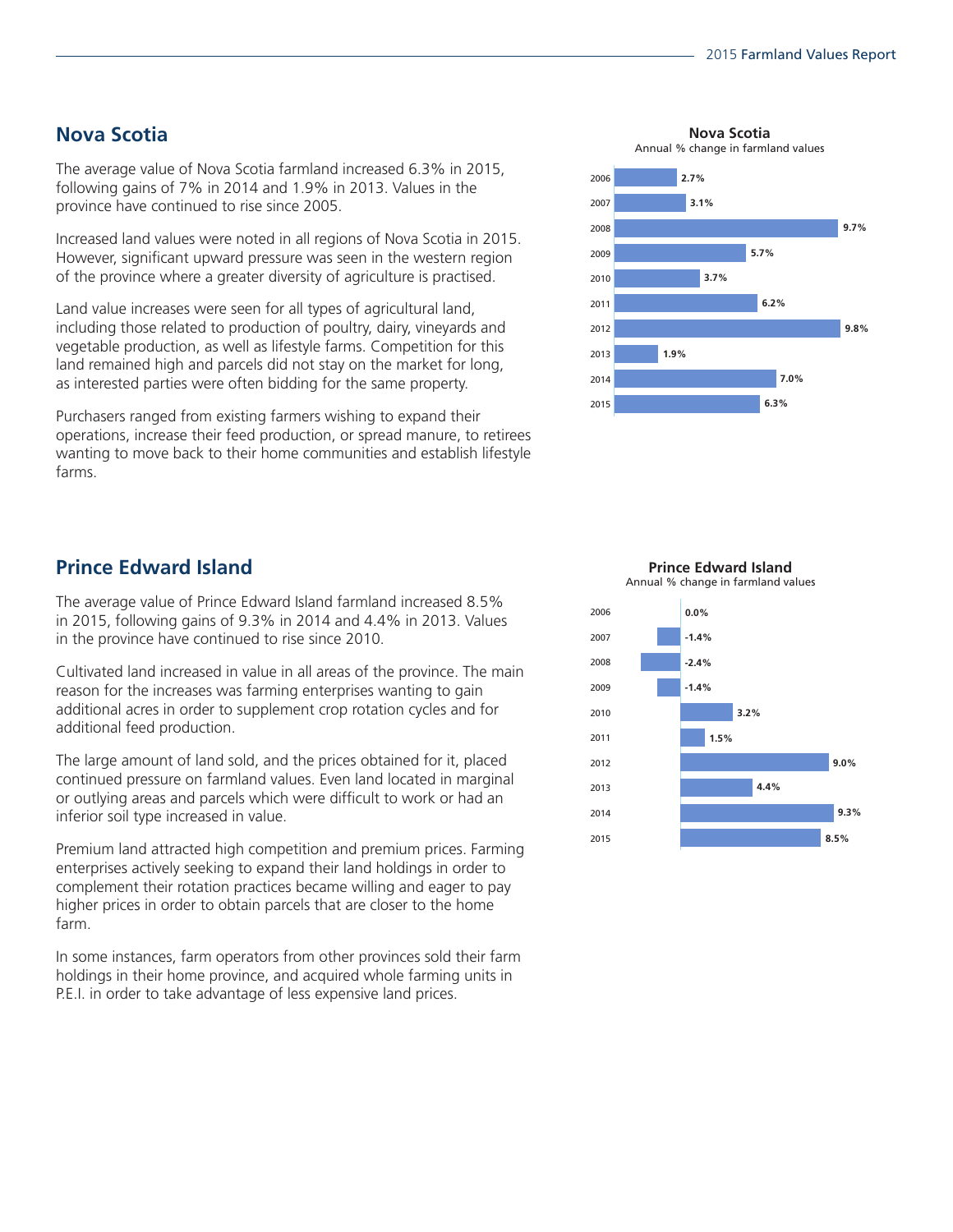## Nova Scotia

The average value of Nova Scotia farmland increased 6.3% in 2015, following gains of 7% in 2014 and 1.9% in 2013. Values in the province have continued to rise since 2005.

Increased land values were noted in all regions of Nova Scotia in 2015. However, significant upward pressure was seen in the western region of the province where a greater diversity of agriculture is practised.

Land value increases were seen for all types of agricultural land, including those related to production of poultry, dairy, vineyards and vegetable production, as well as lifestyle farms. Competition for this land remained high and parcels did not stay on the market for long, as interested parties were often bidding for the same property.

Purchasers ranged from existing farmers wishing to expand their operations, increase their feed production, or spread manure, to retirees wanting to move back to their home communities and establish lifestyle farms.

**Nova Scotia**
Annual % change in farmland values

| Year | % change |
|---|---|
| 2006 | 2.7% |
| 2007 | 3.1% |
| 2008 | 9.7% |
| 2009 | 5.7% |
| 2010 | 3.7% |
| 2011 | 6.2% |
| 2012 | 9.8% |
| 2013 | 1.9% |
| 2014 | 7.0% |
| 2015 | 6.3% |

## Prince Edward Island

The average value of Prince Edward Island farmland increased 8.5% in 2015, following gains of 9.3% in 2014 and 4.4% in 2013. Values in the province have continued to rise since 2010.

Cultivated land increased in value in all areas of the province. The main reason for the increases was farming enterprises wanting to gain additional acres in order to supplement crop rotation cycles and for additional feed production.

The large amount of land sold, and the prices obtained for it, placed continued pressure on farmland values. Even land located in marginal or outlying areas and parcels which were difficult to work or had an inferior soil type increased in value.

Premium land attracted high competition and premium prices. Farming enterprises actively seeking to expand their land holdings in order to complement their rotation practices became willing and eager to pay higher prices in order to obtain parcels that are closer to the home farm.

In some instances, farm operators from other provinces sold their farm holdings in their home province, and acquired whole farming units in P.E.I. in order to take advantage of less expensive land prices.

**Prince Edward Island**
Annual % change in farmland values

| Year | % change |
|---|---|
| 2006 | 0.0% |
| 2007 | -1.4% |
| 2008 | -2.4% |
| 2009 | -1.4% |
| 2010 | 3.2% |
| 2011 | 1.5% |
| 2012 | 9.0% |
| 2013 | 4.4% |
| 2014 | 9.3% |
| 2015 | 8.5% |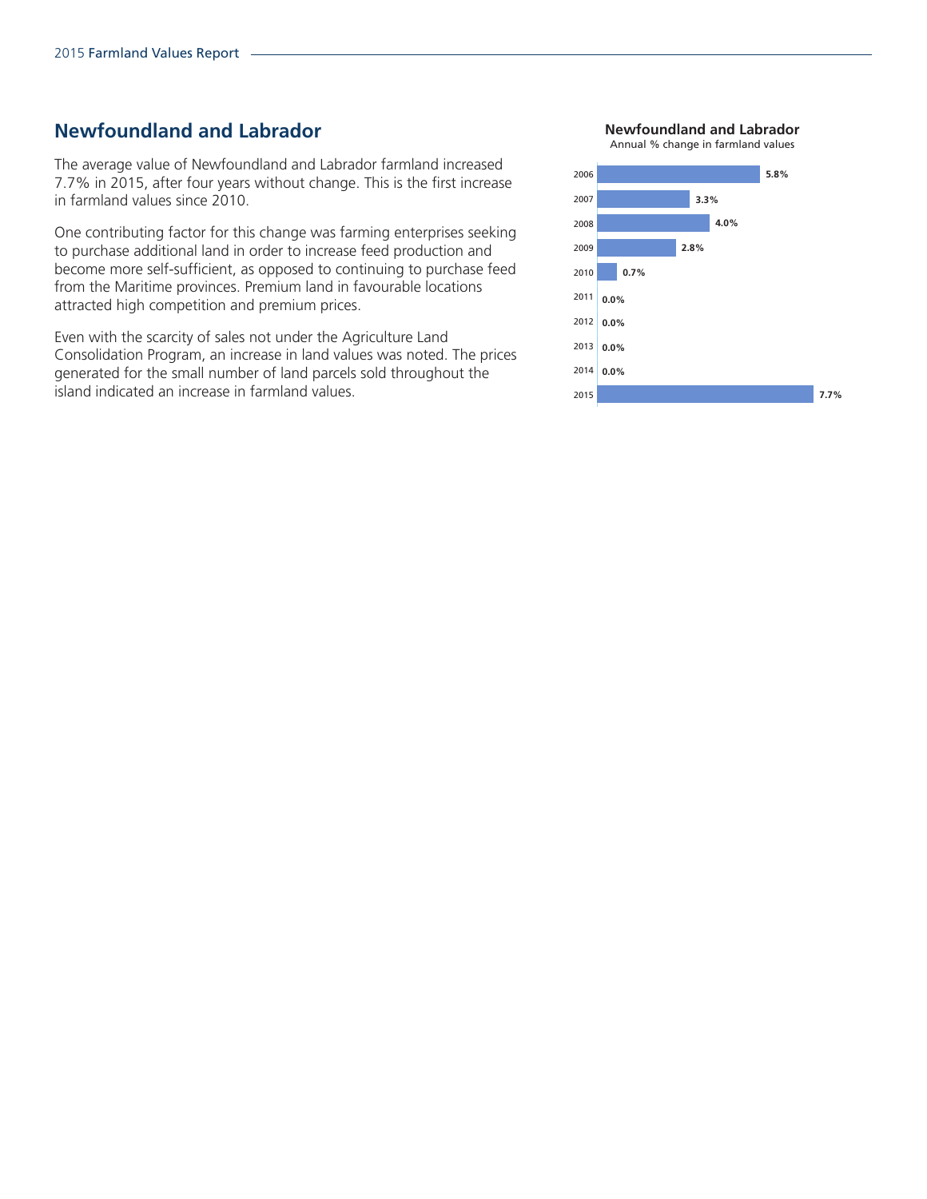## Newfoundland and Labrador

The average value of Newfoundland and Labrador farmland increased 7.7% in 2015, after four years without change. This is the first increase in farmland values since 2010.

One contributing factor for this change was farming enterprises seeking to purchase additional land in order to increase feed production and become more self-sufficient, as opposed to continuing to purchase feed from the Maritime provinces. Premium land in favourable locations attracted high competition and premium prices.

Even with the scarcity of sales not under the Agriculture Land Consolidation Program, an increase in land values was noted. The prices generated for the small number of land parcels sold throughout the island indicated an increase in farmland values.

**Newfoundland and Labrador**
Annual % change in farmland values

| Year | % change |
|---|---|
| 2006 | 5.8% |
| 2007 | 3.3% |
| 2008 | 4.0% |
| 2009 | 2.8% |
| 2010 | 0.7% |
| 2011 | 0.0% |
| 2012 | 0.0% |
| 2013 | 0.0% |
| 2014 | 0.0% |
| 2015 | 7.7% |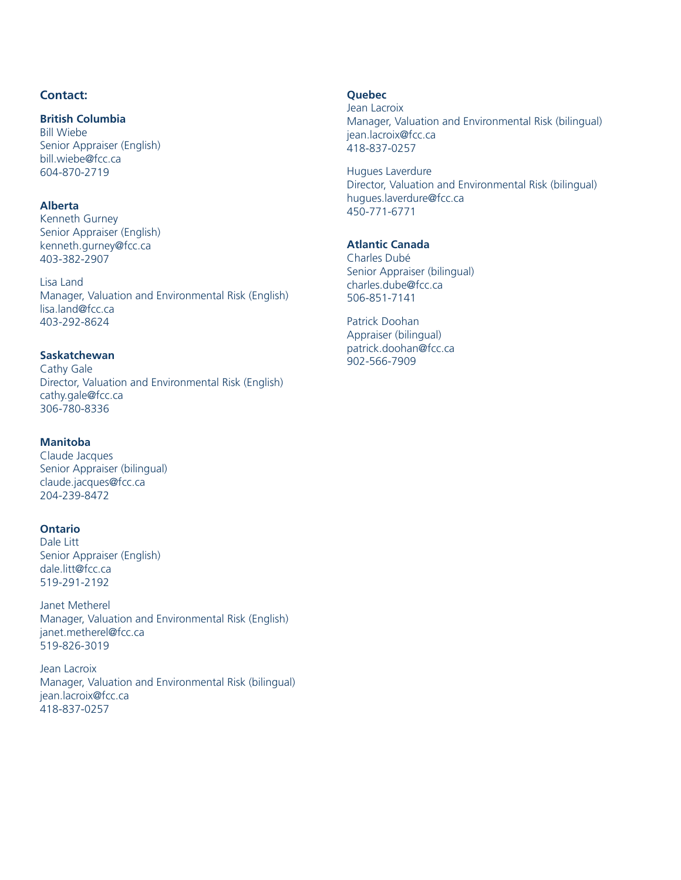**Contact:**

**British Columbia**
Bill Wiebe
Senior Appraiser (English)
bill.wiebe@fcc.ca
604-870-2719

**Alberta**
Kenneth Gurney
Senior Appraiser (English)
kenneth.gurney@fcc.ca
403-382-2907

Lisa Land
Manager, Valuation and Environmental Risk (English)
lisa.land@fcc.ca
403-292-8624

**Saskatchewan**
Cathy Gale
Director, Valuation and Environmental Risk (English)
cathy.gale@fcc.ca
306-780-8336

**Manitoba**
Claude Jacques
Senior Appraiser (bilingual)
claude.jacques@fcc.ca
204-239-8472

**Ontario**
Dale Litt
Senior Appraiser (English)
dale.litt@fcc.ca
519-291-2192

Janet Metherel
Manager, Valuation and Environmental Risk (English)
janet.metherel@fcc.ca
519-826-3019

Jean Lacroix
Manager, Valuation and Environmental Risk (bilingual)
jean.lacroix@fcc.ca
418-837-0257

**Quebec**
Jean Lacroix
Manager, Valuation and Environmental Risk (bilingual)
jean.lacroix@fcc.ca
418-837-0257

Hugues Laverdure
Director, Valuation and Environmental Risk (bilingual)
hugues.laverdure@fcc.ca
450-771-6771

**Atlantic Canada**
Charles Dubé
Senior Appraiser (bilingual)
charles.dube@fcc.ca
506-851-7141

Patrick Doohan
Appraiser (bilingual)
patrick.doohan@fcc.ca
902-566-7909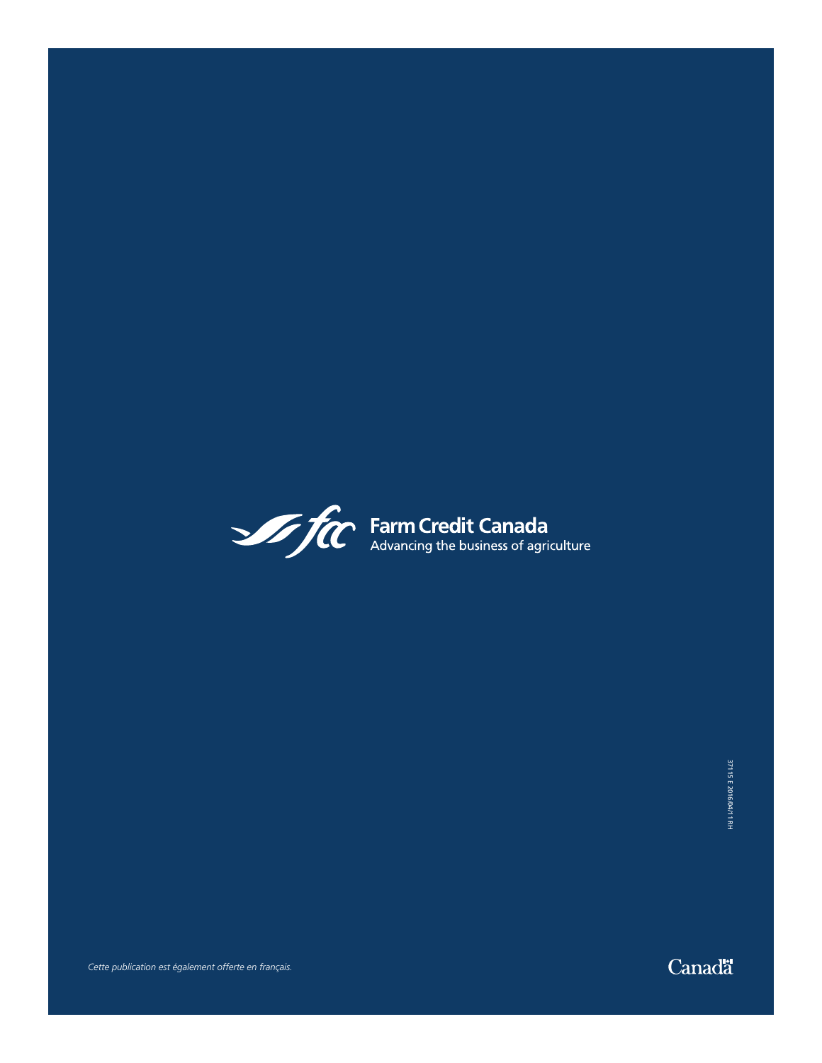Farm Credit Canada

Advancing the business of agriculture

37115 E 2016/04/11 RH

*Cette publication est également offerte en français.*

Canada